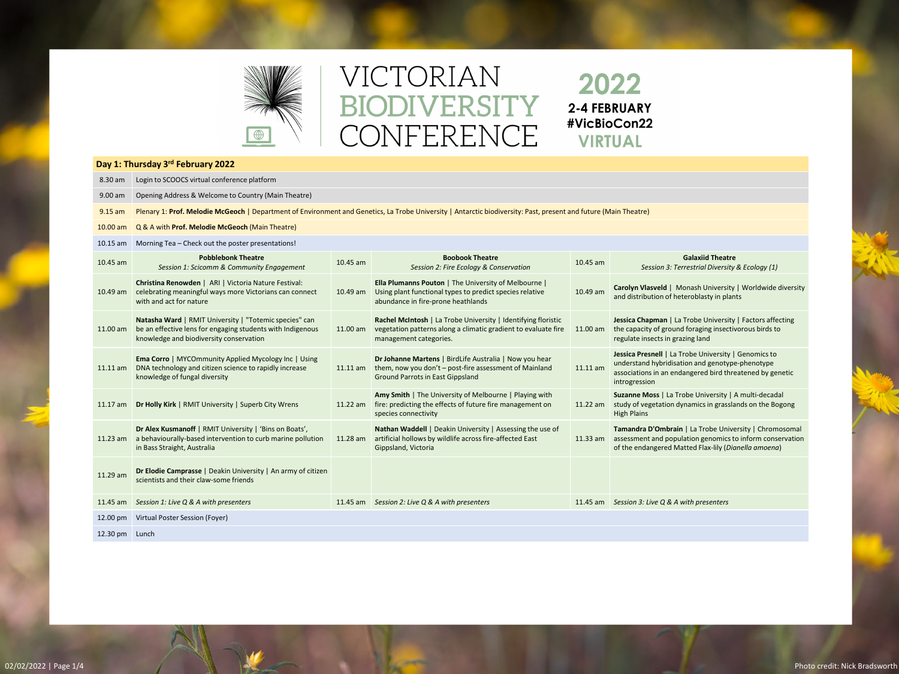# VICTORIAN BIODIVERSITY CONFERENCE

**2022**

**2-4 FEBRUARY**

**#VicBioCon22**

**VIRTUAL**

## Day 1: Thursday 3rd February 2022

| Time | Event |
|---|---|
| 8.30 am | Login to SCOOCS virtual conference platform |
| 9.00 am | Opening Address & Welcome to Country (Main Theatre) |
| 9.15 am | Plenary 1: **Prof. Melodie McGeoch** \| Department of Environment and Genetics, La Trobe University \| Antarctic biodiversity: Past, present and future (Main Theatre) |
| 10.00 am | Q & A with **Prof. Melodie McGeoch** (Main Theatre) |
| 10.15 am | Morning Tea – Check out the poster presentations! |

| Time | **Pobblebonk Theatre** *Session 1: Scicomm & Community Engagement* | Time | **Boobook Theatre** *Session 2: Fire Ecology & Conservation* | Time | **Galaxiid Theatre** *Session 3: Terrestrial Diversity & Ecology (1)* |
|---|---|---|---|---|---|
| 10.45 am | | 10.45 am | | 10.45 am | |
| 10.49 am | **Christina Renowden** \| ARI \| Victoria Nature Festival: celebrating meaningful ways more Victorians can connect with and act for nature | 10.49 am | **Ella Plumanns Pouton** \| The University of Melbourne \| Using plant functional types to predict species relative abundance in fire-prone heathlands | 10.49 am | **Carolyn Vlasveld** \| Monash University \| Worldwide diversity and distribution of heteroblasty in plants |
| 11.00 am | **Natasha Ward** \| RMIT University \| "Totemic species" can be an effective lens for engaging students with Indigenous knowledge and biodiversity conservation | 11.00 am | **Rachel McIntosh** \| La Trobe University \| Identifying floristic vegetation patterns along a climatic gradient to evaluate fire management categories. | 11.00 am | **Jessica Chapman** \| La Trobe University \| Factors affecting the capacity of ground foraging insectivorous birds to regulate insects in grazing land |
| 11.11 am | **Ema Corro** \| MYCOmmunity Applied Mycology Inc \| Using DNA technology and citizen science to rapidly increase knowledge of fungal diversity | 11.11 am | **Dr Johanne Martens** \| BirdLife Australia \| Now you hear them, now you don't – post-fire assessment of Mainland Ground Parrots in East Gippsland | 11.11 am | **Jessica Presnell** \| La Trobe University \| Genomics to understand hybridisation and genotype-phenotype associations in an endangered bird threatened by genetic introgression |
| 11.17 am | **Dr Holly Kirk** \| RMIT University \| Superb City Wrens | 11.22 am | **Amy Smith** \| The University of Melbourne \| Playing with fire: predicting the effects of future fire management on species connectivity | 11.22 am | **Suzanne Moss** \| La Trobe University \| A multi-decadal study of vegetation dynamics in grasslands on the Bogong High Plains |
| 11.23 am | **Dr Alex Kusmanoff** \| RMIT University \| 'Bins on Boats', a behaviourally-based intervention to curb marine pollution in Bass Straight, Australia | 11.28 am | **Nathan Waddell** \| Deakin University \| Assessing the use of artificial hollows by wildlife across fire-affected East Gippsland, Victoria | 11.33 am | **Tamandra D'Ombrain** \| La Trobe University \| Chromosomal assessment and population genomics to inform conservation of the endangered Matted Flax-lily (*Dianella amoena*) |
| 11.29 am | **Dr Elodie Camprasse** \| Deakin University \| An army of citizen scientists and their claw-some friends | | | | |
| 11.45 am | *Session 1: Live Q & A with presenters* | 11.45 am | *Session 2: Live Q & A with presenters* | 11.45 am | *Session 3: Live Q & A with presenters* |

| Time | Event |
|---|---|
| 12.00 pm | Virtual Poster Session (Foyer) |
| 12.30 pm | Lunch |

Photo credit: Nick Bradsworth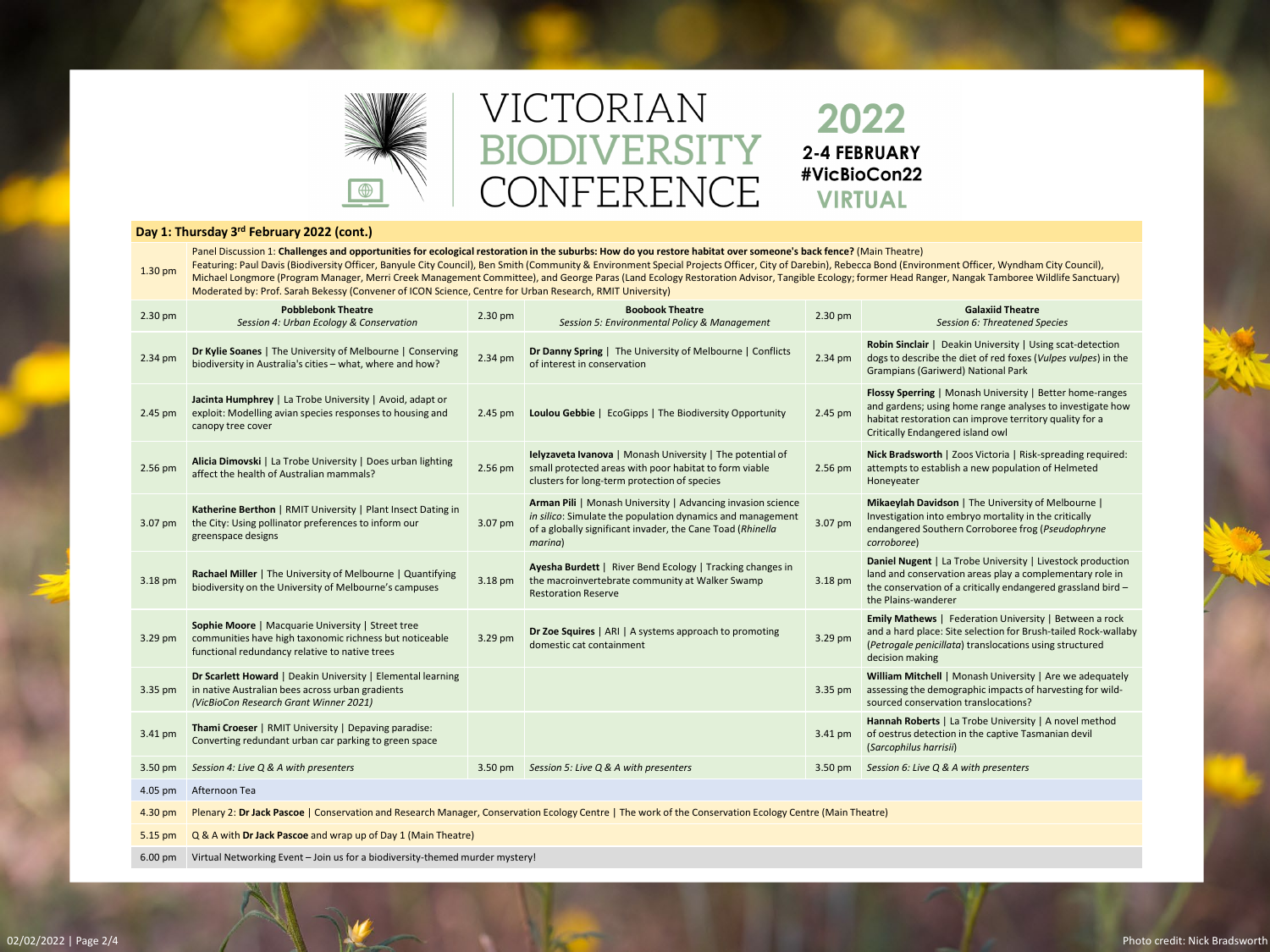# VICTORIAN BIODIVERSITY CONFERENCE

**2022**
**2-4 FEBRUARY**
**#VicBioCon22**
**VIRTUAL**

## Day 1: Thursday 3rd February 2022 (cont.)

**1.30 pm** — Panel Discussion 1: **Challenges and opportunities for ecological restoration in the suburbs: How do you restore habitat over someone's back fence?** (Main Theatre)
Featuring: Paul Davis (Biodiversity Officer, Banyule City Council), Ben Smith (Community & Environment Special Projects Officer, City of Darebin), Rebecca Bond (Environment Officer, Wyndham City Council), Michael Longmore (Program Manager, Merri Creek Management Committee), and George Paras (Land Ecology Restoration Advisor, Tangible Ecology; former Head Ranger, Nangak Tamboree Wildlife Sanctuary)
Moderated by: Prof. Sarah Bekessy (Convener of ICON Science, Centre for Urban Research, RMIT University)

| Time | Pobblebonk Theatre *Session 4: Urban Ecology & Conservation* | Time | Boobook Theatre *Session 5: Environmental Policy & Management* | Time | Galaxiid Theatre *Session 6: Threatened Species* |
|---|---|---|---|---|---|
| 2.30 pm | | 2.30 pm | | 2.30 pm | |
| 2.34 pm | **Dr Kylie Soanes** \| The University of Melbourne \| Conserving biodiversity in Australia's cities – what, where and how? | 2.34 pm | **Dr Danny Spring** \| The University of Melbourne \| Conflicts of interest in conservation | 2.34 pm | **Robin Sinclair** \| Deakin University \| Using scat-detection dogs to describe the diet of red foxes (*Vulpes vulpes*) in the Grampians (Gariwerd) National Park |
| 2.45 pm | **Jacinta Humphrey** \| La Trobe University \| Avoid, adapt or exploit: Modelling avian species responses to housing and canopy tree cover | 2.45 pm | **Loulou Gebbie** \| EcoGipps \| The Biodiversity Opportunity | 2.45 pm | **Flossy Sperring** \| Monash University \| Better home-ranges and gardens; using home range analyses to investigate how habitat restoration can improve territory quality for a Critically Endangered island owl |
| 2.56 pm | **Alicia Dimovski** \| La Trobe University \| Does urban lighting affect the health of Australian mammals? | 2.56 pm | **Ielyzaveta Ivanova** \| Monash University \| The potential of small protected areas with poor habitat to form viable clusters for long-term protection of species | 2.56 pm | **Nick Bradsworth** \| Zoos Victoria \| Risk-spreading required: attempts to establish a new population of Helmeted Honeyeater |
| 3.07 pm | **Katherine Berthon** \| RMIT University \| Plant Insect Dating in the City: Using pollinator preferences to inform our greenspace designs | 3.07 pm | **Arman Pili** \| Monash University \| Advancing invasion science *in silico*: Simulate the population dynamics and management of a globally significant invader, the Cane Toad (*Rhinella marina*) | 3.07 pm | **Mikaeylah Davidson** \| The University of Melbourne \| Investigation into embryo mortality in the critically endangered Southern Corroboree frog (*Pseudophryne corroboree*) |
| 3.18 pm | **Rachael Miller** \| The University of Melbourne \| Quantifying biodiversity on the University of Melbourne's campuses | 3.18 pm | **Ayesha Burdett** \| River Bend Ecology \| Tracking changes in the macroinvertebrate community at Walker Swamp Restoration Reserve | 3.18 pm | **Daniel Nugent** \| La Trobe University \| Livestock production land and conservation areas play a complementary role in the conservation of a critically endangered grassland bird – the Plains-wanderer |
| 3.29 pm | **Sophie Moore** \| Macquarie University \| Street tree communities have high taxonomic richness but noticeable functional redundancy relative to native trees | 3.29 pm | **Dr Zoe Squires** \| ARI \| A systems approach to promoting domestic cat containment | 3.29 pm | **Emily Mathews** \| Federation University \| Between a rock and a hard place: Site selection for Brush-tailed Rock-wallaby (*Petrogale penicillata*) translocations using structured decision making |
| 3.35 pm | **Dr Scarlett Howard** \| Deakin University \| Elemental learning in native Australian bees across urban gradients *(VicBioCon Research Grant Winner 2021)* | | | 3.35 pm | **William Mitchell** \| Monash University \| Are we adequately assessing the demographic impacts of harvesting for wild-sourced conservation translocations? |
| 3.41 pm | **Thami Croeser** \| RMIT University \| Depaving paradise: Converting redundant urban car parking to green space | | | 3.41 pm | **Hannah Roberts** \| La Trobe University \| A novel method of oestrus detection in the captive Tasmanian devil (*Sarcophilus harrisii*) |
| 3.50 pm | *Session 4: Live Q & A with presenters* | 3.50 pm | *Session 5: Live Q & A with presenters* | 3.50 pm | *Session 6: Live Q & A with presenters* |

**4.05 pm** — Afternoon Tea

**4.30 pm** — Plenary 2: **Dr Jack Pascoe** | Conservation and Research Manager, Conservation Ecology Centre | The work of the Conservation Ecology Centre (Main Theatre)

**5.15 pm** — Q & A with **Dr Jack Pascoe** and wrap up of Day 1 (Main Theatre)

**6.00 pm** — Virtual Networking Event – Join us for a biodiversity-themed murder mystery!

02/02/2022

Photo credit: Nick Bradsworth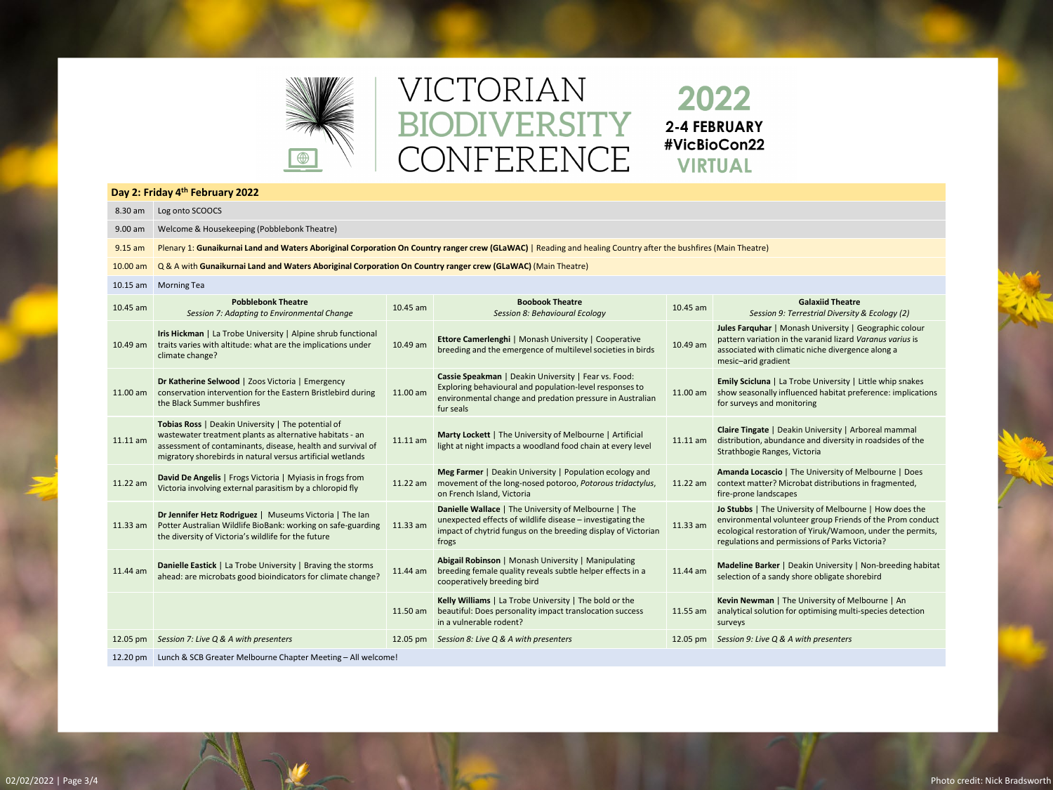# VICTORIAN BIODIVERSITY CONFERENCE

**2022**
**2-4 FEBRUARY**
**#VicBioCon22**
**VIRTUAL**

## Day 2: Friday 4th February 2022

| Time | Event |
|---|---|
| 8.30 am | Log onto SCOOCS |
| 9.00 am | Welcome & Housekeeping (Pobblebonk Theatre) |
| 9.15 am | Plenary 1: **Gunaikurnai Land and Waters Aboriginal Corporation On Country ranger crew (GLaWAC)** \| Reading and healing Country after the bushfires (Main Theatre) |
| 10.00 am | Q & A with **Gunaikurnai Land and Waters Aboriginal Corporation On Country ranger crew (GLaWAC)** (Main Theatre) |
| 10.15 am | Morning Tea |

| Time | **Pobblebonk Theatre** *Session 7: Adapting to Environmental Change* | Time | **Boobook Theatre** *Session 8: Behavioural Ecology* | Time | **Galaxiid Theatre** *Session 9: Terrestrial Diversity & Ecology (2)* |
|---|---|---|---|---|---|
| 10.45 am | | 10.45 am | | 10.45 am | |
| 10.49 am | **Iris Hickman** \| La Trobe University \| Alpine shrub functional traits varies with altitude: what are the implications under climate change? | 10.49 am | **Ettore Camerlenghi** \| Monash University \| Cooperative breeding and the emergence of multilevel societies in birds | 10.49 am | **Jules Farquhar** \| Monash University \| Geographic colour pattern variation in the varanid lizard *Varanus varius* is associated with climatic niche divergence along a mesic–arid gradient |
| 11.00 am | **Dr Katherine Selwood** \| Zoos Victoria \| Emergency conservation intervention for the Eastern Bristlebird during the Black Summer bushfires | 11.00 am | **Cassie Speakman** \| Deakin University \| Fear vs. Food: Exploring behavioural and population-level responses to environmental change and predation pressure in Australian fur seals | 11.00 am | **Emily Scicluna** \| La Trobe University \| Little whip snakes show seasonally influenced habitat preference: implications for surveys and monitoring |
| 11.11 am | **Tobias Ross** \| Deakin University \| The potential of wastewater treatment plants as alternative habitats - an assessment of contaminants, disease, health and survival of migratory shorebirds in natural versus artificial wetlands | 11.11 am | **Marty Lockett** \| The University of Melbourne \| Artificial light at night impacts a woodland food chain at every level | 11.11 am | **Claire Tingate** \| Deakin University \| Arboreal mammal distribution, abundance and diversity in roadsides of the Strathbogie Ranges, Victoria |
| 11.22 am | **David De Angelis** \| Frogs Victoria \| Myiasis in frogs from Victoria involving external parasitism by a chloropid fly | 11.22 am | **Meg Farmer** \| Deakin University \| Population ecology and movement of the long-nosed potoroo, *Potorous tridactylus*, on French Island, Victoria | 11.22 am | **Amanda Locascio** \| The University of Melbourne \| Does context matter? Microbat distributions in fragmented, fire-prone landscapes |
| 11.33 am | **Dr Jennifer Hetz Rodriguez** \| Museums Victoria \| The Ian Potter Australian Wildlife BioBank: working on safe-guarding the diversity of Victoria's wildlife for the future | 11.33 am | **Danielle Wallace** \| The University of Melbourne \| The unexpected effects of wildlife disease – investigating the impact of chytrid fungus on the breeding display of Victorian frogs | 11.33 am | **Jo Stubbs** \| The University of Melbourne \| How does the environmental volunteer group Friends of the Prom conduct ecological restoration of Yiruk/Wamoon, under the permits, regulations and permissions of Parks Victoria? |
| 11.44 am | **Danielle Eastick** \| La Trobe University \| Braving the storms ahead: are microbats good bioindicators for climate change? | 11.44 am | **Abigail Robinson** \| Monash University \| Manipulating breeding female quality reveals subtle helper effects in a cooperatively breeding bird | 11.44 am | **Madeline Barker** \| Deakin University \| Non-breeding habitat selection of a sandy shore obligate shorebird |
| | | 11.50 am | **Kelly Williams** \| La Trobe University \| The bold or the beautiful: Does personality impact translocation success in a vulnerable rodent? | 11.55 am | **Kevin Newman** \| The University of Melbourne \| An analytical solution for optimising multi-species detection surveys |
| 12.05 pm | *Session 7: Live Q & A with presenters* | 12.05 pm | *Session 8: Live Q & A with presenters* | 12.05 pm | *Session 9: Live Q & A with presenters* |

| Time | Event |
|---|---|
| 12.20 pm | Lunch & SCB Greater Melbourne Chapter Meeting – All welcome! |

Photo credit: Nick Bradsworth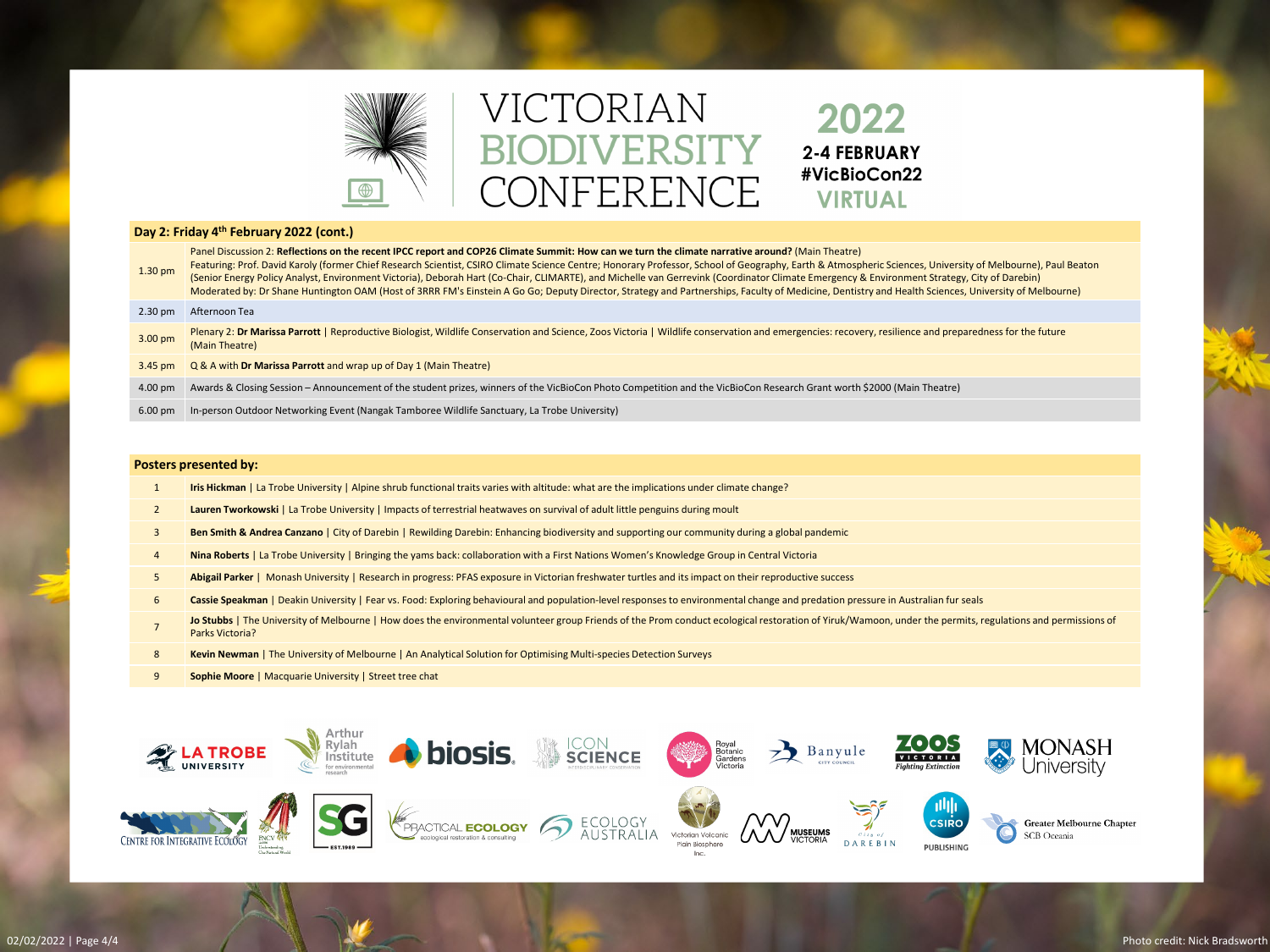# VICTORIAN BIODIVERSITY CONFERENCE

**2022**
**2-4 FEBRUARY**
**#VicBioCon22**
**VIRTUAL**

## Day 2: Friday 4th February 2022 (cont.)

| | |
|---|---|
| 1.30 pm | Panel Discussion 2: **Reflections on the recent IPCC report and COP26 Climate Summit: How can we turn the climate narrative around?** (Main Theatre) Featuring: Prof. David Karoly (former Chief Research Scientist, CSIRO Climate Science Centre; Honorary Professor, School of Geography, Earth & Atmospheric Sciences, University of Melbourne), Paul Beaton (Senior Energy Policy Analyst, Environment Victoria), Deborah Hart (Co-Chair, CLIMARTE), and Michelle van Gerrevink (Coordinator Climate Emergency & Environment Strategy, City of Darebin) Moderated by: Dr Shane Huntington OAM (Host of 3RRR FM's Einstein A Go Go; Deputy Director, Strategy and Partnerships, Faculty of Medicine, Dentistry and Health Sciences, University of Melbourne) |
| 2.30 pm | Afternoon Tea |
| 3.00 pm | Plenary 2: **Dr Marissa Parrott** \| Reproductive Biologist, Wildlife Conservation and Science, Zoos Victoria \| Wildlife conservation and emergencies: recovery, resilience and preparedness for the future (Main Theatre) |
| 3.45 pm | Q & A with **Dr Marissa Parrott** and wrap up of Day 1 (Main Theatre) |
| 4.00 pm | Awards & Closing Session – Announcement of the student prizes, winners of the VicBioCon Photo Competition and the VicBioCon Research Grant worth $2000 (Main Theatre) |
| 6.00 pm | In-person Outdoor Networking Event (Nangak Tamboree Wildlife Sanctuary, La Trobe University) |

## Posters presented by:

| | |
|---|---|
| 1 | **Iris Hickman** \| La Trobe University \| Alpine shrub functional traits varies with altitude: what are the implications under climate change? |
| 2 | **Lauren Tworkowski** \| La Trobe University \| Impacts of terrestrial heatwaves on survival of adult little penguins during moult |
| 3 | **Ben Smith & Andrea Canzano** \| City of Darebin \| Rewilding Darebin: Enhancing biodiversity and supporting our community during a global pandemic |
| 4 | **Nina Roberts** \| La Trobe University \| Bringing the yams back: collaboration with a First Nations Women's Knowledge Group in Central Victoria |
| 5 | **Abigail Parker** \| Monash University \| Research in progress: PFAS exposure in Victorian freshwater turtles and its impact on their reproductive success |
| 6 | **Cassie Speakman** \| Deakin University \| Fear vs. Food: Exploring behavioural and population-level responses to environmental change and predation pressure in Australian fur seals |
| 7 | **Jo Stubbs** \| The University of Melbourne \| How does the environmental volunteer group Friends of the Prom conduct ecological restoration of Yiruk/Wamoon, under the permits, regulations and permissions of Parks Victoria? |
| 8 | **Kevin Newman** \| The University of Melbourne \| An Analytical Solution for Optimising Multi-species Detection Surveys |
| 9 | **Sophie Moore** \| Macquarie University \| Street tree chat |

Photo credit: Nick Bradsworth